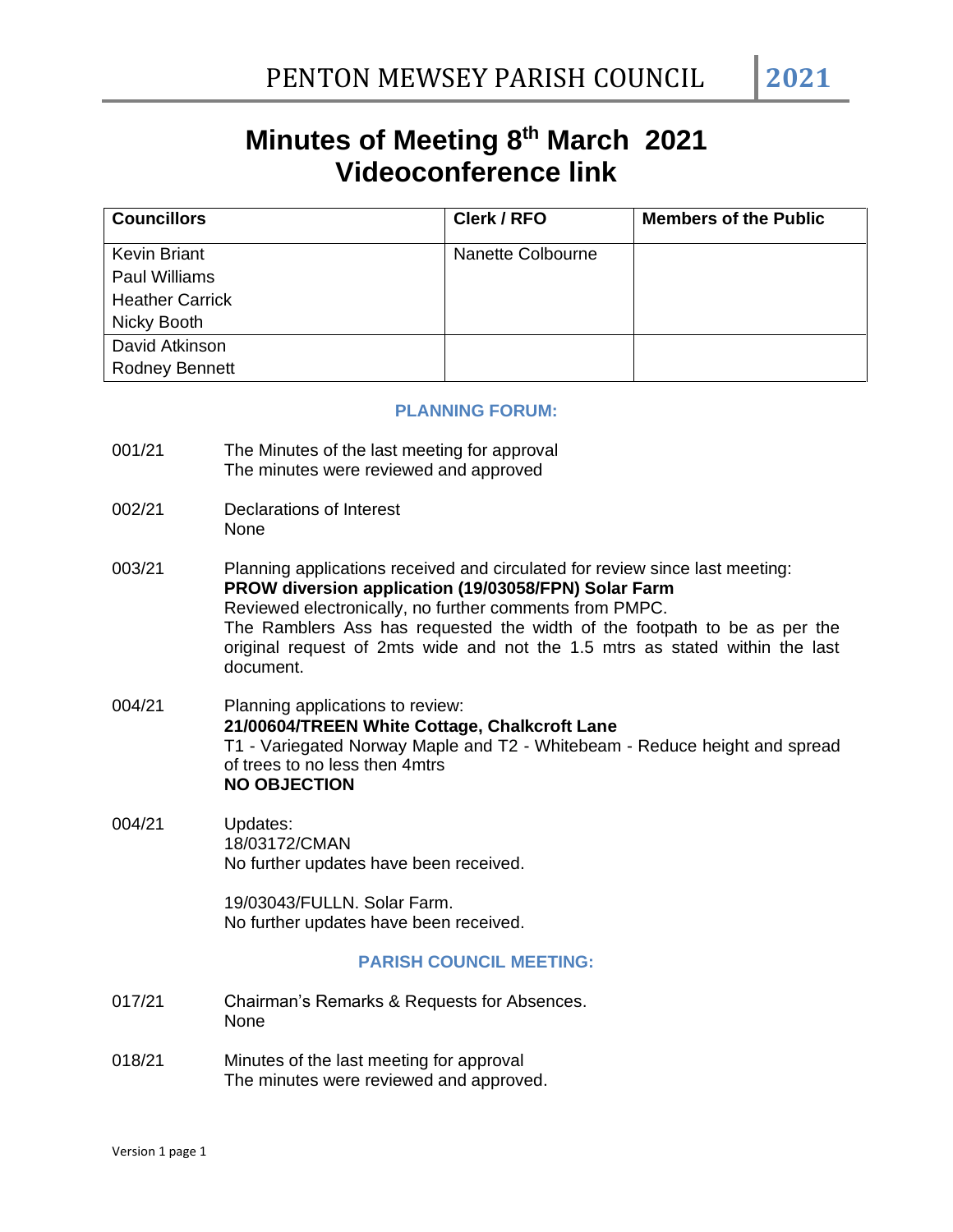# Minutes of Meeting 8th March 2021
# Videoconference link

| Councillors | Clerk / RFO | Members of the Public |
|---|---|---|
| Kevin Briant<br>Paul Williams<br>Heather Carrick<br>Nicky Booth | Nanette Colbourne | |
| David Atkinson<br>Rodney Bennett | | |

## PLANNING FORUM:

001/21 The Minutes of the last meeting for approval
The minutes were reviewed and approved

002/21 Declarations of Interest
None

003/21 Planning applications received and circulated for review since last meeting:
**PROW diversion application (19/03058/FPN) Solar Farm**
Reviewed electronically, no further comments from PMPC.
The Ramblers Ass has requested the width of the footpath to be as per the original request of 2mts wide and not the 1.5 mtrs as stated within the last document.

004/21 Planning applications to review:
**21/00604/TREEN White Cottage, Chalkcroft Lane**
T1 - Variegated Norway Maple and T2 - Whitebeam - Reduce height and spread of trees to no less then 4mtrs
**NO OBJECTION**

004/21 Updates:
18/03172/CMAN
No further updates have been received.

19/03043/FULLN. Solar Farm.
No further updates have been received.

## PARISH COUNCIL MEETING:

017/21 Chairman's Remarks & Requests for Absences.
None

018/21 Minutes of the last meeting for approval
The minutes were reviewed and approved.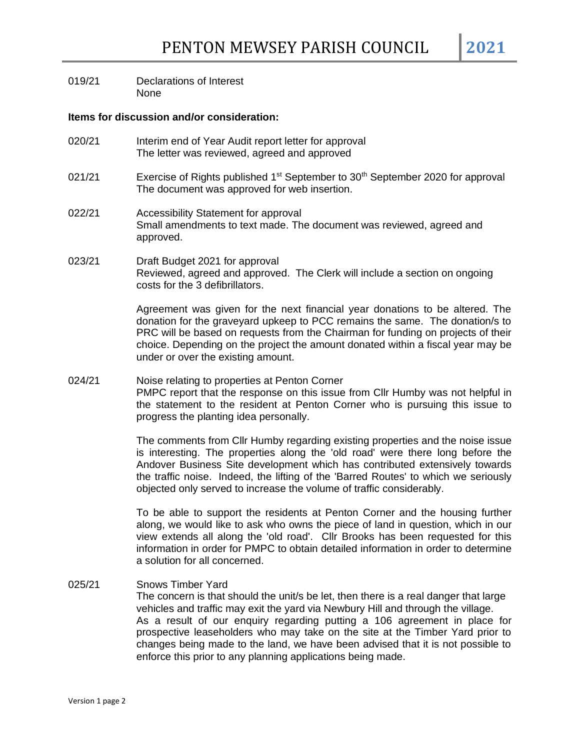019/21 Declarations of Interest
None

**Items for discussion and/or consideration:**

020/21 Interim end of Year Audit report letter for approval
The letter was reviewed, agreed and approved

021/21 Exercise of Rights published 1st September to 30th September 2020 for approval
The document was approved for web insertion.

022/21 Accessibility Statement for approval
Small amendments to text made. The document was reviewed, agreed and approved.

023/21 Draft Budget 2021 for approval
Reviewed, agreed and approved. The Clerk will include a section on ongoing costs for the 3 defibrillators.

Agreement was given for the next financial year donations to be altered. The donation for the graveyard upkeep to PCC remains the same. The donation/s to PRC will be based on requests from the Chairman for funding on projects of their choice. Depending on the project the amount donated within a fiscal year may be under or over the existing amount.

024/21 Noise relating to properties at Penton Corner
PMPC report that the response on this issue from Cllr Humby was not helpful in the statement to the resident at Penton Corner who is pursuing this issue to progress the planting idea personally.

The comments from Cllr Humby regarding existing properties and the noise issue is interesting. The properties along the 'old road' were there long before the Andover Business Site development which has contributed extensively towards the traffic noise. Indeed, the lifting of the 'Barred Routes' to which we seriously objected only served to increase the volume of traffic considerably.

To be able to support the residents at Penton Corner and the housing further along, we would like to ask who owns the piece of land in question, which in our view extends all along the 'old road'. Cllr Brooks has been requested for this information in order for PMPC to obtain detailed information in order to determine a solution for all concerned.

025/21 Snows Timber Yard
The concern is that should the unit/s be let, then there is a real danger that large vehicles and traffic may exit the yard via Newbury Hill and through the village.
As a result of our enquiry regarding putting a 106 agreement in place for prospective leaseholders who may take on the site at the Timber Yard prior to changes being made to the land, we have been advised that it is not possible to enforce this prior to any planning applications being made.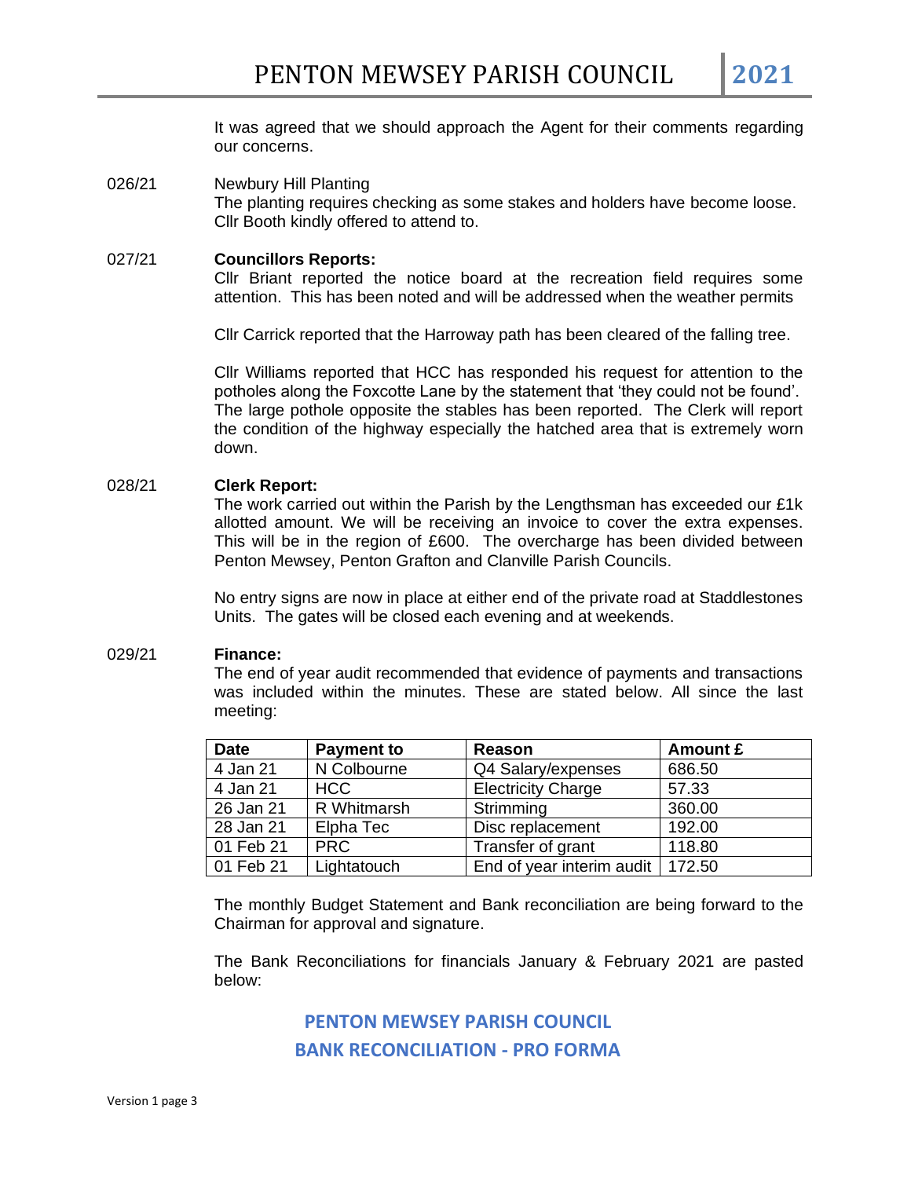It was agreed that we should approach the Agent for their comments regarding our concerns.

026/21 Newbury Hill Planting

The planting requires checking as some stakes and holders have become loose. Cllr Booth kindly offered to attend to.

027/21 **Councillors Reports:**

Cllr Briant reported the notice board at the recreation field requires some attention. This has been noted and will be addressed when the weather permits

Cllr Carrick reported that the Harroway path has been cleared of the falling tree.

Cllr Williams reported that HCC has responded his request for attention to the potholes along the Foxcotte Lane by the statement that 'they could not be found'. The large pothole opposite the stables has been reported. The Clerk will report the condition of the highway especially the hatched area that is extremely worn down.

028/21 **Clerk Report:**

The work carried out within the Parish by the Lengthsman has exceeded our £1k allotted amount. We will be receiving an invoice to cover the extra expenses. This will be in the region of £600. The overcharge has been divided between Penton Mewsey, Penton Grafton and Clanville Parish Councils.

No entry signs are now in place at either end of the private road at Staddlestones Units. The gates will be closed each evening and at weekends.

029/21 **Finance:**

The end of year audit recommended that evidence of payments and transactions was included within the minutes. These are stated below. All since the last meeting:

| **Date** | **Payment to** | **Reason** | **Amount £** |
|---|---|---|---|
| 4 Jan 21 | N Colbourne | Q4 Salary/expenses | 686.50 |
| 4 Jan 21 | HCC | Electricity Charge | 57.33 |
| 26 Jan 21 | R Whitmarsh | Strimming | 360.00 |
| 28 Jan 21 | Elpha Tec | Disc replacement | 192.00 |
| 01 Feb 21 | PRC | Transfer of grant | 118.80 |
| 01 Feb 21 | Lightatouch | End of year interim audit | 172.50 |

The monthly Budget Statement and Bank reconciliation are being forward to the Chairman for approval and signature.

The Bank Reconciliations for financials January & February 2021 are pasted below:

**PENTON MEWSEY PARISH COUNCIL**

**BANK RECONCILIATION - PRO FORMA**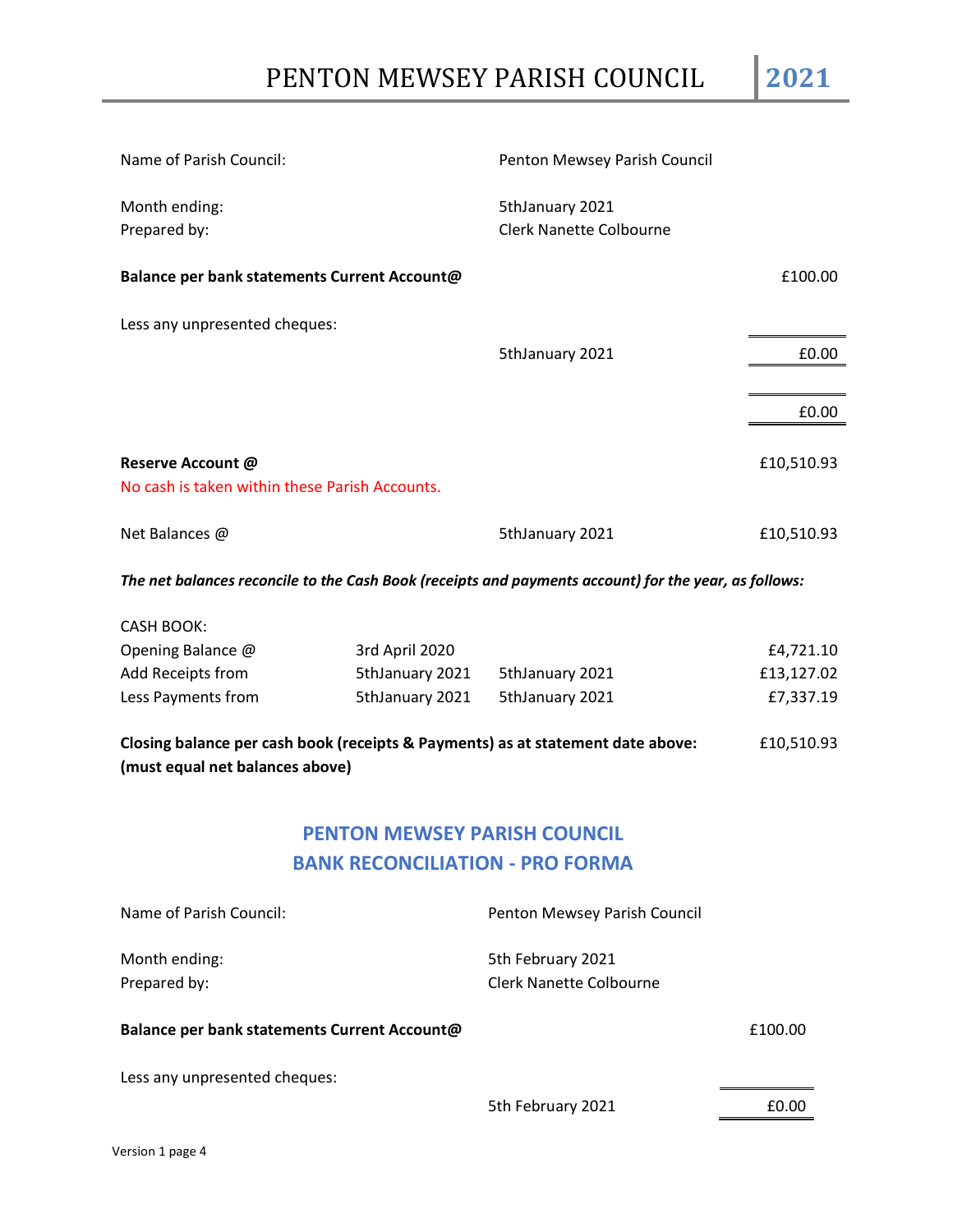| | | | |
|---|---|---|---|
| Name of Parish Council: | | Penton Mewsey Parish Council | |
| Month ending: | | 5thJanuary 2021 | |
| Prepared by: | | Clerk Nanette Colbourne | |
| **Balance per bank statements Current Account@** | | | £100.00 |
| Less any unpresented cheques: | | | |
| | | 5thJanuary 2021 | £0.00 |
| | | | £0.00 |
| **Reserve Account @** | | | £10,510.93 |
| No cash is taken within these Parish Accounts. | | | |
| Net Balances @ | | 5thJanuary 2021 | £10,510.93 |

***The net balances reconcile to the Cash Book (receipts and payments account) for the year, as follows:***

| CASH BOOK: | | | |
|---|---|---|---|
| Opening Balance @ | 3rd April 2020 | | £4,721.10 |
| Add Receipts from | 5thJanuary 2021 | 5thJanuary 2021 | £13,127.02 |
| Less Payments from | 5thJanuary 2021 | 5thJanuary 2021 | £7,337.19 |
| **Closing balance per cash book (receipts & Payments) as at statement date above: (must equal net balances above)** | | | £10,510.93 |

## PENTON MEWSEY PARISH COUNCIL
## BANK RECONCILIATION - PRO FORMA

| | | |
|---|---|---|
| Name of Parish Council: | Penton Mewsey Parish Council | |
| Month ending: | 5th February 2021 | |
| Prepared by: | Clerk Nanette Colbourne | |
| **Balance per bank statements Current Account@** | | £100.00 |
| Less any unpresented cheques: | | |
| | 5th February 2021 | £0.00 |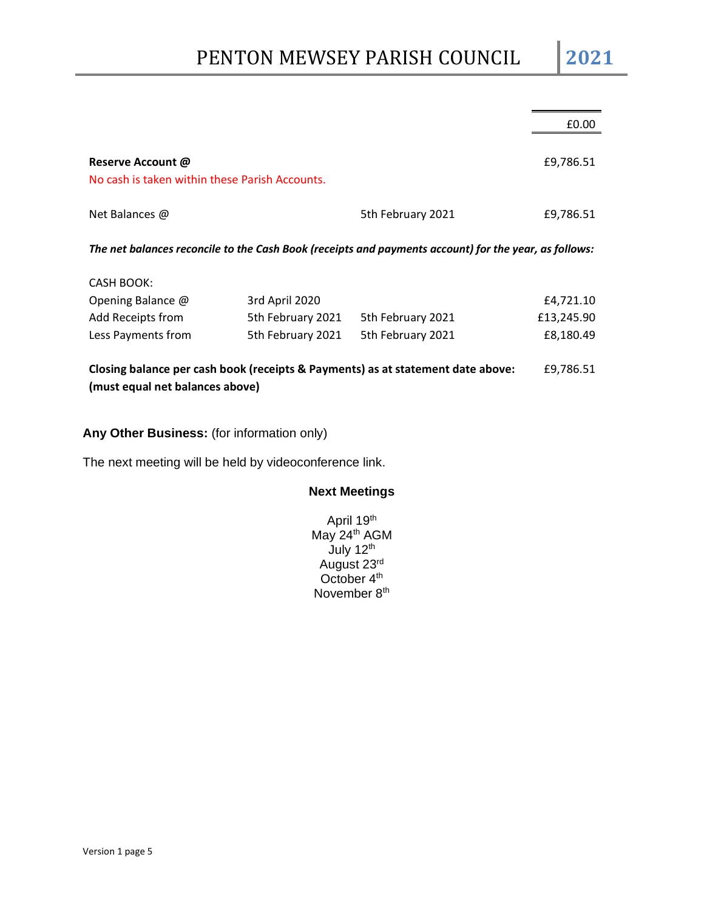| | | | |
|---|---|---|---|
| | | | £0.00 |
| **Reserve Account @** | | | £9,786.51 |
| No cash is taken within these Parish Accounts. | | | |
| Net Balances @ | | 5th February 2021 | £9,786.51 |

***The net balances reconcile to the Cash Book (receipts and payments account) for the year, as follows:***

| | | | |
|---|---|---|---|
| CASH BOOK: | | | |
| Opening Balance @ | 3rd April 2020 | | £4,721.10 |
| Add Receipts from | 5th February 2021 | 5th February 2021 | £13,245.90 |
| Less Payments from | 5th February 2021 | 5th February 2021 | £8,180.49 |
| **Closing balance per cash book (receipts & Payments) as at statement date above: (must equal net balances above)** | | | £9,786.51 |

**Any Other Business:** (for information only)

The next meeting will be held by videoconference link.

**Next Meetings**

April 19th
May 24th AGM
July 12th
August 23rd
October 4th
November 8th